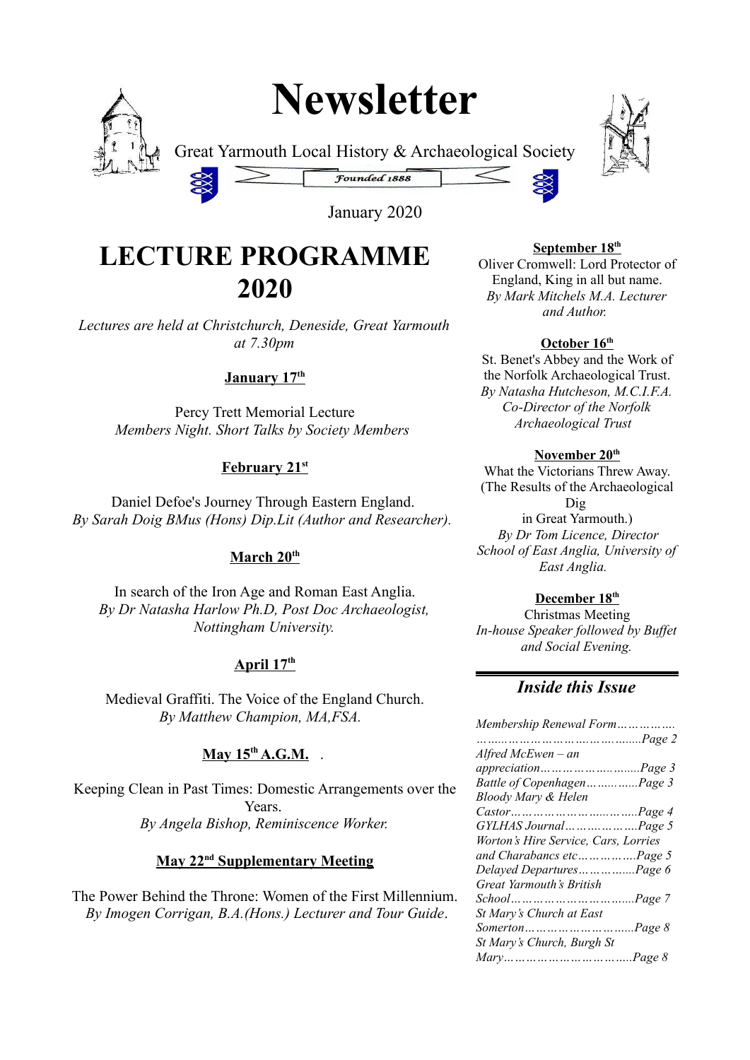# Newsletter

Great Yarmouth Local History & Archaeological Society

*Founded 1888*

January 2020

## LECTURE PROGRAMME 2020

*Lectures are held at Christchurch, Deneside, Great Yarmouth at 7.30pm*

**January 17th**

Percy Trett Memorial Lecture
*Members Night. Short Talks by Society Members*

**February 21st**

Daniel Defoe's Journey Through Eastern England.
*By Sarah Doig BMus (Hons) Dip.Lit (Author and Researcher).*

**March 20th**

In search of the Iron Age and Roman East Anglia.
*By Dr Natasha Harlow Ph.D, Post Doc Archaeologist, Nottingham University.*

**April 17th**

Medieval Graffiti. The Voice of the England Church.
*By Matthew Champion, MA,FSA.*

**May 15th A.G.M.**

Keeping Clean in Past Times: Domestic Arrangements over the Years.
*By Angela Bishop, Reminiscence Worker.*

**May 22nd Supplementary Meeting**

The Power Behind the Throne: Women of the First Millennium.
*By Imogen Corrigan, B.A.(Hons.) Lecturer and Tour Guide.*

**September 18th**

Oliver Cromwell: Lord Protector of England, King in all but name.
*By Mark Mitchels M.A. Lecturer and Author.*

**October 16th**

St. Benet's Abbey and the Work of the Norfolk Archaeological Trust.
*By Natasha Hutcheson, M.C.I.F.A. Co-Director of the Norfolk Archaeological Trust*

**November 20th**

What the Victorians Threw Away. (The Results of the Archaeological Dig in Great Yarmouth.)
*By Dr Tom Licence, Director School of East Anglia, University of East Anglia.*

**December 18th**

Christmas Meeting
*In-house Speaker followed by Buffet and Social Evening.*

### *Inside this Issue*

*Membership Renewal Form……………………………………………….Page 2*
*Alfred McEwen – an appreciation……………………….Page 3*
*Battle of Copenhagen…………..Page 3*
*Bloody Mary & Helen Castor………………………………Page 4*
*GYLHAS Journal………………Page 5*
*Worton's Hire Service, Cars, Lorries and Charabancs etc…………….Page 5*
*Delayed Departures…………….Page 6*
*Great Yarmouth's British School……………………………Page 7*
*St Mary's Church at East Somerton………………………….Page 8*
*St Mary's Church, Burgh St Mary…………………………….Page 8*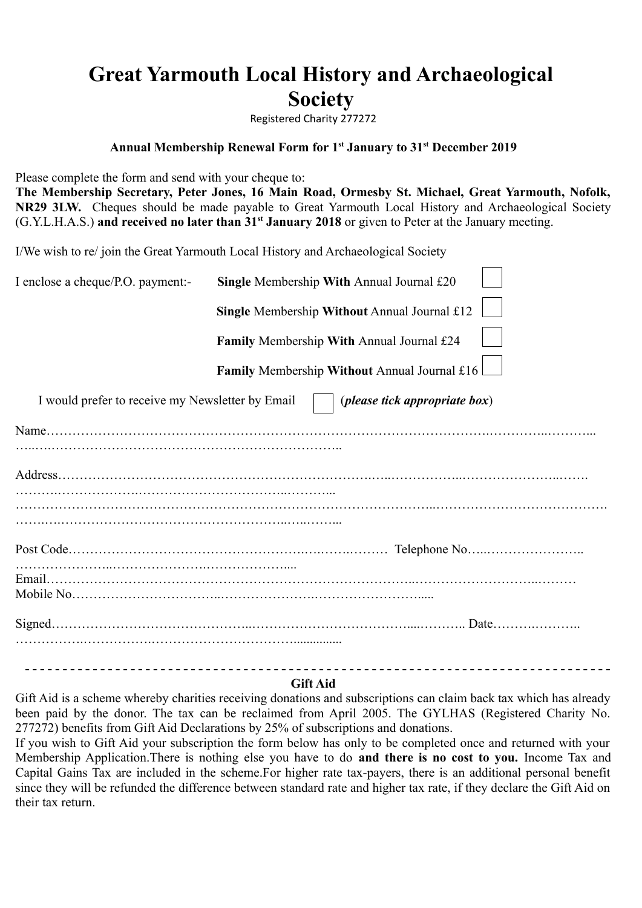# Great Yarmouth Local History and Archaeological Society

Registered Charity 277272

**Annual Membership Renewal Form for 1st January to 31st December 2019**

Please complete the form and send with your cheque to:
**The Membership Secretary, Peter Jones, 16 Main Road, Ormesby St. Michael, Great Yarmouth, Nofolk, NR29 3LW.** Cheques should be made payable to Great Yarmouth Local History and Archaeological Society (G.Y.L.H.A.S.) **and received no later than 31st January 2018** or given to Peter at the January meeting.

I/We wish to re/ join the Great Yarmouth Local History and Archaeological Society

I enclose a cheque/P.O. payment:-

- **Single** Membership **With** Annual Journal £20 ☐
- **Single** Membership **Without** Annual Journal £12 ☐
- **Family** Membership **With** Annual Journal £24 ☐
- **Family** Membership **Without** Annual Journal £16 ☐

I would prefer to receive my Newsletter by Email ☐ (***please tick appropriate box***)

Name……………………………………………………………………………………………………………………………

Address…………………………………………………………………………………………………………………………
……………………………………………………………………………………………………………………………………
……………………………………………………………………………………………………………………………………

Post Code………………………………………………………… Telephone No…………………………………

Email……………………………………………………………………………………………………………………………
Mobile No………………………………………………………………………………………………

Signed………………………………………………………………………………………… Date……………………

---

**Gift Aid**

Gift Aid is a scheme whereby charities receiving donations and subscriptions can claim back tax which has already been paid by the donor. The tax can be reclaimed from April 2005. The GYLHAS (Registered Charity No. 277272) benefits from Gift Aid Declarations by 25% of subscriptions and donations.

If you wish to Gift Aid your subscription the form below has only to be completed once and returned with your Membership Application.There is nothing else you have to do **and there is no cost to you.** Income Tax and Capital Gains Tax are included in the scheme.For higher rate tax-payers, there is an additional personal benefit since they will be refunded the difference between standard rate and higher tax rate, if they declare the Gift Aid on their tax return.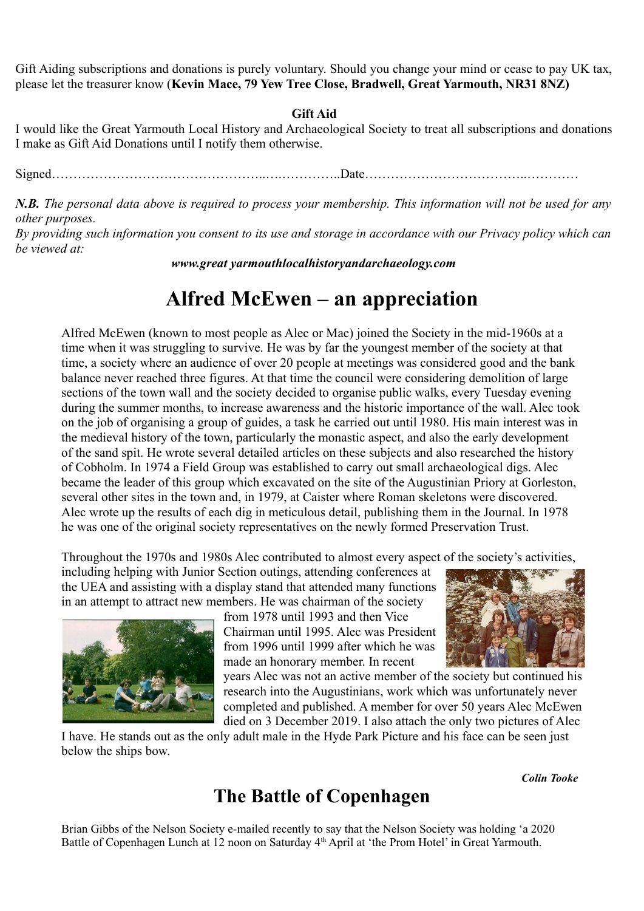Gift Aiding subscriptions and donations is purely voluntary. Should you change your mind or cease to pay UK tax, please let the treasurer know (**Kevin Mace, 79 Yew Tree Close, Bradwell, Great Yarmouth, NR31 8NZ)**

**Gift Aid**

I would like the Great Yarmouth Local History and Archaeological Society to treat all subscriptions and donations I make as Gift Aid Donations until I notify them otherwise.

Signed…………………………………………..…..…………..Date……………………………..…………

***N.B.*** *The personal data above is required to process your membership. This information will not be used for any other purposes.*
*By providing such information you consent to its use and storage in accordance with our Privacy policy which can be viewed at:*

***www.great yarmouthlocalhistoryandarchaeology.com***

# Alfred McEwen – an appreciation

Alfred McEwen (known to most people as Alec or Mac) joined the Society in the mid-1960s at a time when it was struggling to survive. He was by far the youngest member of the society at that time, a society where an audience of over 20 people at meetings was considered good and the bank balance never reached three figures. At that time the council were considering demolition of large sections of the town wall and the society decided to organise public walks, every Tuesday evening during the summer months, to increase awareness and the historic importance of the wall. Alec took on the job of organising a group of guides, a task he carried out until 1980. His main interest was in the medieval history of the town, particularly the monastic aspect, and also the early development of the sand spit. He wrote several detailed articles on these subjects and also researched the history of Cobholm. In 1974 a Field Group was established to carry out small archaeological digs. Alec became the leader of this group which excavated on the site of the Augustinian Priory at Gorleston, several other sites in the town and, in 1979, at Caister where Roman skeletons were discovered. Alec wrote up the results of each dig in meticulous detail, publishing them in the Journal. In 1978 he was one of the original society representatives on the newly formed Preservation Trust.

Throughout the 1970s and 1980s Alec contributed to almost every aspect of the society's activities, including helping with Junior Section outings, attending conferences at the UEA and assisting with a display stand that attended many functions in an attempt to attract new members. He was chairman of the society from 1978 until 1993 and then Vice Chairman until 1995. Alec was President from 1996 until 1999 after which he was made an honorary member. In recent years Alec was not an active member of the society but continued his research into the Augustinians, work which was unfortunately never completed and published. A member for over 50 years Alec McEwen died on 3 December 2019. I also attach the only two pictures of Alec I have. He stands out as the only adult male in the Hyde Park Picture and his face can be seen just below the ships bow.

***Colin Tooke***

# The Battle of Copenhagen

Brian Gibbs of the Nelson Society e-mailed recently to say that the Nelson Society was holding 'a 2020 Battle of Copenhagen Lunch at 12 noon on Saturday 4th April at 'the Prom Hotel' in Great Yarmouth.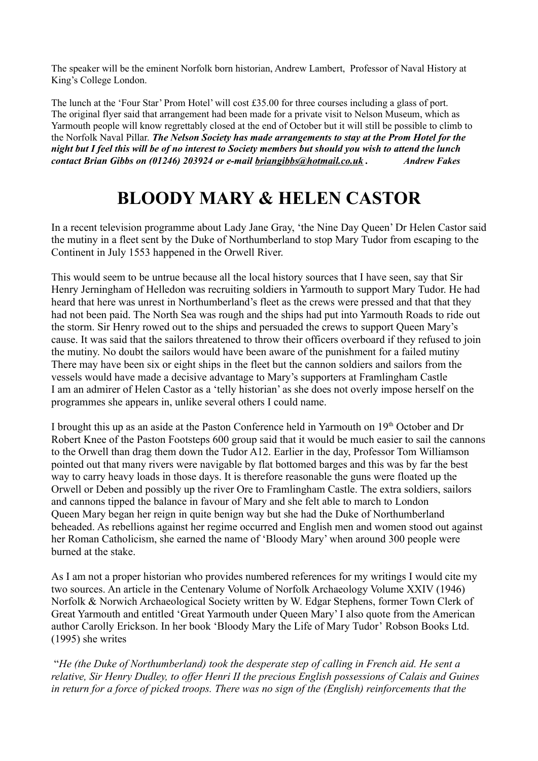The speaker will be the eminent Norfolk born historian, Andrew Lambert, Professor of Naval History at King's College London.

The lunch at the 'Four Star' Prom Hotel' will cost £35.00 for three courses including a glass of port. The original flyer said that arrangement had been made for a private visit to Nelson Museum, which as Yarmouth people will know regrettably closed at the end of October but it will still be possible to climb to the Norfolk Naval Pillar. ***The Nelson Society has made arrangements to stay at the Prom Hotel for the night but I feel this will be of no interest to Society members but should you wish to attend the lunch contact Brian Gibbs on (01246) 203924 or e-mail briangibbs@hotmail.co.uk .*** ***Andrew Fakes***

# BLOODY MARY & HELEN CASTOR

In a recent television programme about Lady Jane Gray, 'the Nine Day Queen' Dr Helen Castor said the mutiny in a fleet sent by the Duke of Northumberland to stop Mary Tudor from escaping to the Continent in July 1553 happened in the Orwell River.

This would seem to be untrue because all the local history sources that I have seen, say that Sir Henry Jerningham of Helledon was recruiting soldiers in Yarmouth to support Mary Tudor. He had heard that here was unrest in Northumberland's fleet as the crews were pressed and that that they had not been paid. The North Sea was rough and the ships had put into Yarmouth Roads to ride out the storm. Sir Henry rowed out to the ships and persuaded the crews to support Queen Mary's cause. It was said that the sailors threatened to throw their officers overboard if they refused to join the mutiny. No doubt the sailors would have been aware of the punishment for a failed mutiny There may have been six or eight ships in the fleet but the cannon soldiers and sailors from the vessels would have made a decisive advantage to Mary's supporters at Framlingham Castle
I am an admirer of Helen Castor as a 'telly historian' as she does not overly impose herself on the programmes she appears in, unlike several others I could name.

I brought this up as an aside at the Paston Conference held in Yarmouth on 19th October and Dr Robert Knee of the Paston Footsteps 600 group said that it would be much easier to sail the cannons to the Orwell than drag them down the Tudor A12. Earlier in the day, Professor Tom Williamson pointed out that many rivers were navigable by flat bottomed barges and this was by far the best way to carry heavy loads in those days. It is therefore reasonable the guns were floated up the Orwell or Deben and possibly up the river Ore to Framlingham Castle. The extra soldiers, sailors and cannons tipped the balance in favour of Mary and she felt able to march to London
Queen Mary began her reign in quite benign way but she had the Duke of Northumberland beheaded. As rebellions against her regime occurred and English men and women stood out against her Roman Catholicism, she earned the name of 'Bloody Mary' when around 300 people were burned at the stake.

As I am not a proper historian who provides numbered references for my writings I would cite my two sources. An article in the Centenary Volume of Norfolk Archaeology Volume XXIV (1946) Norfolk & Norwich Archaeological Society written by W. Edgar Stephens, former Town Clerk of Great Yarmouth and entitled 'Great Yarmouth under Queen Mary' I also quote from the American author Carolly Erickson. In her book 'Bloody Mary the Life of Mary Tudor' Robson Books Ltd. (1995) she writes

"*He (the Duke of Northumberland) took the desperate step of calling in French aid. He sent a relative, Sir Henry Dudley, to offer Henri II the precious English possessions of Calais and Guines in return for a force of picked troops. There was no sign of the (English) reinforcements that the*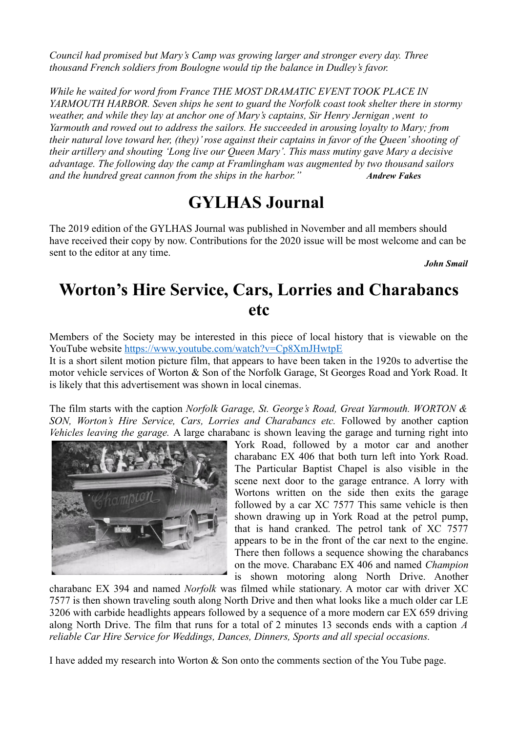*Council had promised but Mary's Camp was growing larger and stronger every day. Three thousand French soldiers from Boulogne would tip the balance in Dudley's favor.*

*While he waited for word from France THE MOST DRAMATIC EVENT TOOK PLACE IN YARMOUTH HARBOR. Seven ships he sent to guard the Norfolk coast took shelter there in stormy weather, and while they lay at anchor one of Mary's captains, Sir Henry Jernigan ,went to Yarmouth and rowed out to address the sailors. He succeeded in arousing loyalty to Mary; from their natural love toward her, (they)' rose against their captains in favor of the Queen' shooting of their artillery and shouting 'Long live our Queen Mary'. This mass mutiny gave Mary a decisive advantage. The following day the camp at Framlingham was augmented by two thousand sailors and the hundred great cannon from the ships in the harbor."* ***Andrew Fakes***

# GYLHAS Journal

The 2019 edition of the GYLHAS Journal was published in November and all members should have received their copy by now. Contributions for the 2020 issue will be most welcome and can be sent to the editor at any time.

***John Smail***

# Worton's Hire Service, Cars, Lorries and Charabancs etc

Members of the Society may be interested in this piece of local history that is viewable on the YouTube website https://www.youtube.com/watch?v=Cp8XmJHwtpE
It is a short silent motion picture film, that appears to have been taken in the 1920s to advertise the motor vehicle services of Worton & Son of the Norfolk Garage, St Georges Road and York Road. It is likely that this advertisement was shown in local cinemas.

The film starts with the caption *Norfolk Garage, St. George's Road, Great Yarmouth. WORTON & SON, Worton's Hire Service, Cars, Lorries and Charabancs etc.* Followed by another caption *Vehicles leaving the garage.* A large charabanc is shown leaving the garage and turning right into York Road, followed by a motor car and another charabanc EX 406 that both turn left into York Road. The Particular Baptist Chapel is also visible in the scene next door to the garage entrance. A lorry with Wortons written on the side then exits the garage followed by a car XC 7577 This same vehicle is then shown drawing up in York Road at the petrol pump, that is hand cranked. The petrol tank of XC 7577 appears to be in the front of the car next to the engine. There then follows a sequence showing the charabancs on the move. Charabanc EX 406 and named *Champion* is shown motoring along North Drive. Another charabanc EX 394 and named *Norfolk* was filmed while stationary. A motor car with driver XC 7577 is then shown traveling south along North Drive and then what looks like a much older car LE 3206 with carbide headlights appears followed by a sequence of a more modern car EX 659 driving along North Drive. The film that runs for a total of 2 minutes 13 seconds ends with a caption *A reliable Car Hire Service for Weddings, Dances, Dinners, Sports and all special occasions.*

I have added my research into Worton & Son onto the comments section of the You Tube page.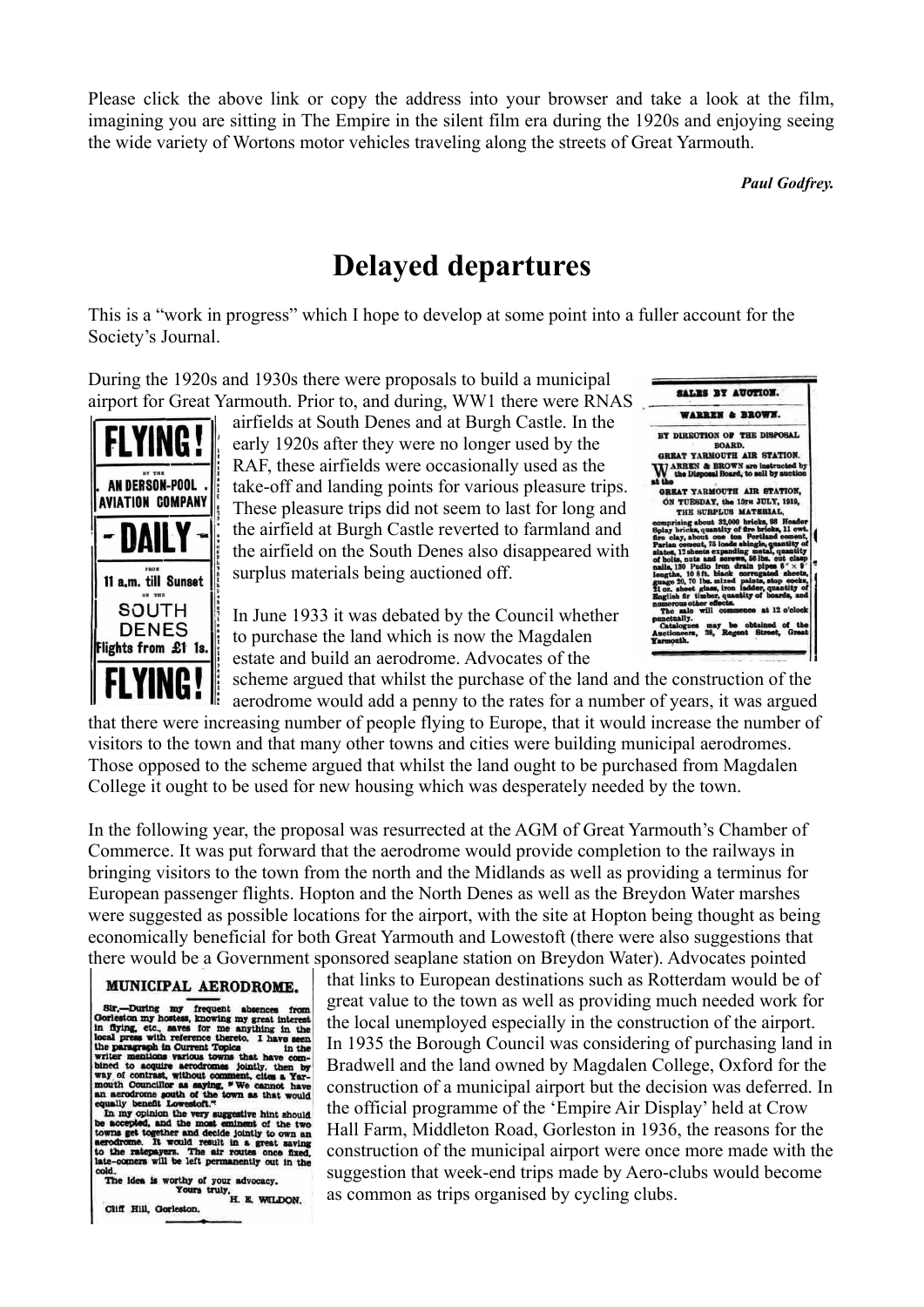Please click the above link or copy the address into your browser and take a look at the film, imagining you are sitting in The Empire in the silent film era during the 1920s and enjoying seeing the wide variety of Wortons motor vehicles traveling along the streets of Great Yarmouth.

*Paul Godfrey.*

# Delayed departures

This is a "work in progress" which I hope to develop at some point into a fuller account for the Society's Journal.

During the 1920s and 1930s there were proposals to build a municipal airport for Great Yarmouth. Prior to, and during, WW1 there were RNAS airfields at South Denes and at Burgh Castle. In the early 1920s after they were no longer used by the RAF, these airfields were occasionally used as the take-off and landing points for various pleasure trips. These pleasure trips did not seem to last for long and the airfield at Burgh Castle reverted to farmland and the airfield on the South Denes also disappeared with surplus materials being auctioned off.

> **FLYING!**
> BY THE
> **ANDERSON-POOL AVIATION COMPANY**
> **- DAILY -**
> FROM
> 11 a.m. till Sunset
> ON THE
> SOUTH DENES
> Flights from £1 1s.
> **FLYING!**

> **SALES BY AUCTION.**
> **WARREN & BROWN.**
> BY DIRECTION OF THE DISPOSAL BOARD.
> GREAT YARMOUTH AIR STATION.
> WARREN & BROWN are instructed by the Disposal Board, to sell by auction at the GREAT YARMOUTH AIR STATION, ON TUESDAY, the 15TH JULY, 1919, THE SURPLUS MATERIAL, comprising about 33,000 bricks, 98 Header Splay bricks, quantity of fire bricks, 11 cwt. fire clay, about one ton Portland cement, Parian cement, 75 loads shingle, quantity of slates, 12 sheets expanding metal, quantity of bolts, nuts and screws, 56 lbs. cut clasp nails, 130 Pudlo iron drain pipes 6" × 9' lengths, 10 8 ft. black corrugated sheets, guage 20, 70 lbs. mixed paints, stop cocks, 21 oz. sheet glass, iron ladder, quantity of English fir timber, quantity of boards, and numerous other effects.
> The sale will commence at 12 o'clock punctually.
> Catalogues may be obtained of the Auctioneers, 38, Regent Street, Great Yarmouth.

In June 1933 it was debated by the Council whether to purchase the land which is now the Magdalen estate and build an aerodrome. Advocates of the scheme argued that whilst the purchase of the land and the construction of the aerodrome would add a penny to the rates for a number of years, it was argued that there were increasing number of people flying to Europe, that it would increase the number of visitors to the town and that many other towns and cities were building municipal aerodromes. Those opposed to the scheme argued that whilst the land ought to be purchased from Magdalen College it ought to be used for new housing which was desperately needed by the town.

In the following year, the proposal was resurrected at the AGM of Great Yarmouth's Chamber of Commerce. It was put forward that the aerodrome would provide completion to the railways in bringing visitors to the town from the north and the Midlands as well as providing a terminus for European passenger flights. Hopton and the North Denes as well as the Breydon Water marshes were suggested as possible locations for the airport, with the site at Hopton being thought as being economically beneficial for both Great Yarmouth and Lowestoft (there were also suggestions that there would be a Government sponsored seaplane station on Breydon Water). Advocates pointed that links to European destinations such as Rotterdam would be of great value to the town as well as providing much needed work for the local unemployed especially in the construction of the airport. In 1935 the Borough Council was considering of purchasing land in Bradwell and the land owned by Magdalen College, Oxford for the construction of a municipal airport but the decision was deferred. In the official programme of the 'Empire Air Display' held at Crow Hall Farm, Middleton Road, Gorleston in 1936, the reasons for the construction of the municipal airport were once more made with the suggestion that week-end trips made by Aero-clubs would become as common as trips organised by cycling clubs.

> **MUNICIPAL AERODROME.**
> Sir,—During my frequent absences from Gorleston my hostess, knowing my great interest in flying, etc., saves for me anything in the local press with reference thereto. I have seen the paragraph in Current Topics in the writer mentions various towns that have combined to acquire aerodromes jointly, then by way of contrast, without comment, cites a Yarmouth Councillor as saying, "We cannot have an aerodrome south of the town as that would equally benefit Lowestoft."
> In my opinion the very suggestive hint should be accepted, and the most eminent of the two towns get together and decide jointly to own an aerodrome. It would result in a great saving to the ratepayers. The air routes once fixed, late-comers will be left permanently out in the cold.
> The idea is worthy of your advocacy.
> Yours truly,
> H. E. WILDON.
> Cliff Hill, Gorleston.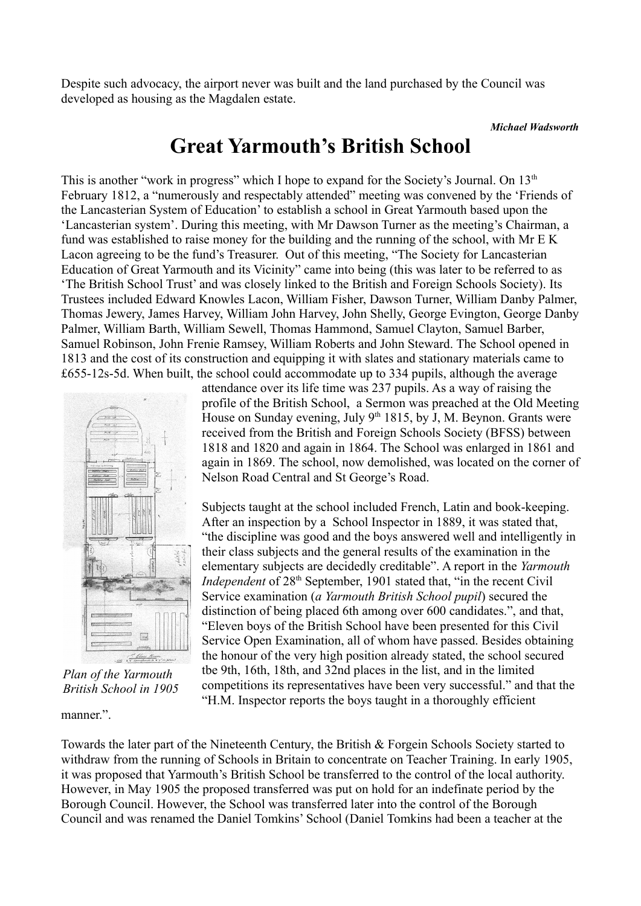Despite such advocacy, the airport never was built and the land purchased by the Council was developed as housing as the Magdalen estate.

***Michael Wadsworth***

# Great Yarmouth's British School

This is another "work in progress" which I hope to expand for the Society's Journal. On 13th February 1812, a "numerously and respectably attended" meeting was convened by the 'Friends of the Lancasterian System of Education' to establish a school in Great Yarmouth based upon the 'Lancasterian system'. During this meeting, with Mr Dawson Turner as the meeting's Chairman, a fund was established to raise money for the building and the running of the school, with Mr E K Lacon agreeing to be the fund's Treasurer. Out of this meeting, "The Society for Lancasterian Education of Great Yarmouth and its Vicinity" came into being (this was later to be referred to as 'The British School Trust' and was closely linked to the British and Foreign Schools Society). Its Trustees included Edward Knowles Lacon, William Fisher, Dawson Turner, William Danby Palmer, Thomas Jewery, James Harvey, William John Harvey, John Shelly, George Evington, George Danby Palmer, William Barth, William Sewell, Thomas Hammond, Samuel Clayton, Samuel Barber, Samuel Robinson, John Frenie Ramsey, William Roberts and John Steward. The School opened in 1813 and the cost of its construction and equipping it with slates and stationary materials came to £655-12s-5d. When built, the school could accommodate up to 334 pupils, although the average attendance over its life time was 237 pupils. As a way of raising the profile of the British School, a Sermon was preached at the Old Meeting House on Sunday evening, July 9th 1815, by J, M. Beynon. Grants were received from the British and Foreign Schools Society (BFSS) between 1818 and 1820 and again in 1864. The School was enlarged in 1861 and again in 1869. The school, now demolished, was located on the corner of Nelson Road Central and St George's Road.

*Plan of the Yarmouth British School in 1905*

Subjects taught at the school included French, Latin and book-keeping. After an inspection by a School Inspector in 1889, it was stated that, "the discipline was good and the boys answered well and intelligently in their class subjects and the general results of the examination in the elementary subjects are decidedly creditable". A report in the *Yarmouth Independent* of 28th September, 1901 stated that, "in the recent Civil Service examination (*a Yarmouth British School pupil*) secured the distinction of being placed 6th among over 600 candidates.", and that, "Eleven boys of the British School have been presented for this Civil Service Open Examination, all of whom have passed. Besides obtaining the honour of the very high position already stated, the school secured tbe 9th, 16th, 18th, and 32nd places in the list, and in the limited competitions its representatives have been very successful." and that the "H.M. Inspector reports the boys taught in a thoroughly efficient manner.".

Towards the later part of the Nineteenth Century, the British & Forgein Schools Society started to withdraw from the running of Schools in Britain to concentrate on Teacher Training. In early 1905, it was proposed that Yarmouth's British School be transferred to the control of the local authority. However, in May 1905 the proposed transferred was put on hold for an indefinate period by the Borough Council. However, the School was transferred later into the control of the Borough Council and was renamed the Daniel Tomkins' School (Daniel Tomkins had been a teacher at the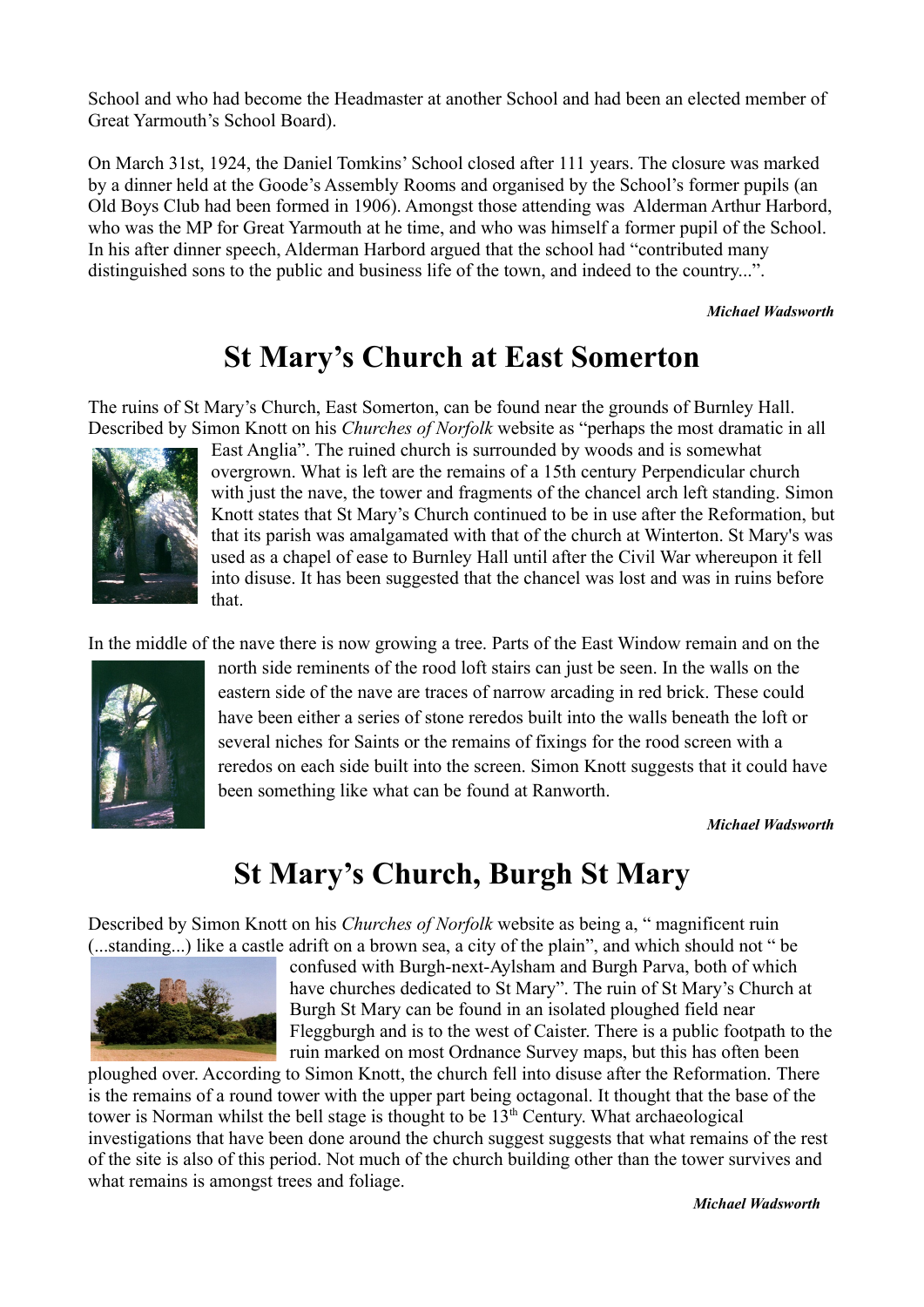School and who had become the Headmaster at another School and had been an elected member of Great Yarmouth's School Board).

On March 31st, 1924, the Daniel Tomkins' School closed after 111 years. The closure was marked by a dinner held at the Goode's Assembly Rooms and organised by the School's former pupils (an Old Boys Club had been formed in 1906). Amongst those attending was Alderman Arthur Harbord, who was the MP for Great Yarmouth at he time, and who was himself a former pupil of the School. In his after dinner speech, Alderman Harbord argued that the school had "contributed many distinguished sons to the public and business life of the town, and indeed to the country...".

***Michael Wadsworth***

# St Mary's Church at East Somerton

The ruins of St Mary's Church, East Somerton, can be found near the grounds of Burnley Hall. Described by Simon Knott on his *Churches of Norfolk* website as "perhaps the most dramatic in all East Anglia". The ruined church is surrounded by woods and is somewhat overgrown. What is left are the remains of a 15th century Perpendicular church with just the nave, the tower and fragments of the chancel arch left standing. Simon Knott states that St Mary's Church continued to be in use after the Reformation, but that its parish was amalgamated with that of the church at Winterton. St Mary's was used as a chapel of ease to Burnley Hall until after the Civil War whereupon it fell into disuse. It has been suggested that the chancel was lost and was in ruins before that.

In the middle of the nave there is now growing a tree. Parts of the East Window remain and on the north side reminents of the rood loft stairs can just be seen. In the walls on the eastern side of the nave are traces of narrow arcading in red brick. These could have been either a series of stone reredos built into the walls beneath the loft or several niches for Saints or the remains of fixings for the rood screen with a reredos on each side built into the screen. Simon Knott suggests that it could have been something like what can be found at Ranworth.

***Michael Wadsworth***

# St Mary's Church, Burgh St Mary

Described by Simon Knott on his *Churches of Norfolk* website as being a, " magnificent ruin (...standing...) like a castle adrift on a brown sea, a city of the plain", and which should not " be confused with Burgh-next-Aylsham and Burgh Parva, both of which have churches dedicated to St Mary". The ruin of St Mary's Church at Burgh St Mary can be found in an isolated ploughed field near Fleggburgh and is to the west of Caister. There is a public footpath to the ruin marked on most Ordnance Survey maps, but this has often been ploughed over. According to Simon Knott, the church fell into disuse after the Reformation. There is the remains of a round tower with the upper part being octagonal. It thought that the base of the tower is Norman whilst the bell stage is thought to be 13th Century. What archaeological investigations that have been done around the church suggest suggests that what remains of the rest of the site is also of this period. Not much of the church building other than the tower survives and what remains is amongst trees and foliage.

***Michael Wadsworth***